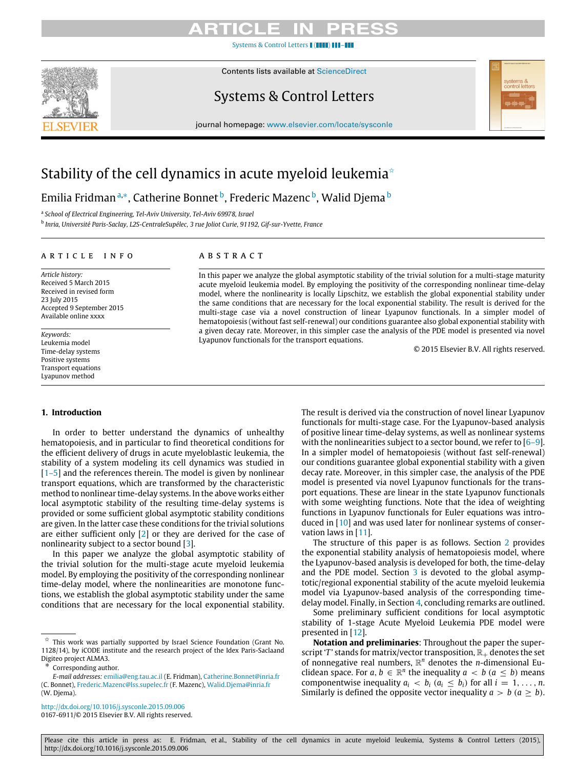# Stability of the cell dynamics in acute myeloid leukemia☆

Emilia Fridman[a,*], Catherine Bonnet[b], Frederic Mazenc[b], Walid Djema[b]

[a] School of Electrical Engineering, Tel-Aviv University, Tel-Aviv 69978, Israel

[b] Inria, Université Paris-Saclay, L2S-CentraleSupélec, 3 rue Joliot Curie, 91192, Gif-sur-Yvette, France

## ARTICLE INFO

*Article history:*
Received 5 March 2015
Received in revised form 23 July 2015
Accepted 9 September 2015
Available online xxxx

*Keywords:*
Leukemia model
Time-delay systems
Positive systems
Transport equations
Lyapunov method

## ABSTRACT

In this paper we analyze the global asymptotic stability of the trivial solution for a multi-stage maturity acute myeloid leukemia model. By employing the positivity of the corresponding nonlinear time-delay model, where the nonlinearity is locally Lipschitz, we establish the global exponential stability under the same conditions that are necessary for the local exponential stability. The result is derived for the multi-stage case via a novel construction of linear Lyapunov functionals. In a simpler model of hematopoiesis (without fast self-renewal) our conditions guarantee also global exponential stability with a given decay rate. Moreover, in this simpler case the analysis of the PDE model is presented via novel Lyapunov functionals for the transport equations.

© 2015 Elsevier B.V. All rights reserved.

## 1. Introduction

In order to better understand the dynamics of unhealthy hematopoiesis, and in particular to find theoretical conditions for the efficient delivery of drugs in acute myeloblastic leukemia, the stability of a system modeling its cell dynamics was studied in [1–5] and the references therein. The model is given by nonlinear transport equations, which are transformed by the characteristic method to nonlinear time-delay systems. In the above works either local asymptotic stability of the resulting time-delay systems is provided or some sufficient global asymptotic stability conditions are given. In the latter case these conditions for the trivial solutions are either sufficient only [2] or they are derived for the case of nonlinearity subject to a sector bound [3].

In this paper we analyze the global asymptotic stability of the trivial solution for the multi-stage acute myeloid leukemia model. By employing the positivity of the corresponding nonlinear time-delay model, where the nonlinearities are monotone functions, we establish the global asymptotic stability under the same conditions that are necessary for the local exponential stability. The result is derived via the construction of novel linear Lyapunov functionals for multi-stage case. For the Lyapunov-based analysis of positive linear time-delay systems, as well as nonlinear systems with the nonlinearities subject to a sector bound, we refer to [6–9]. In a simpler model of hematopoiesis (without fast self-renewal) our conditions guarantee global exponential stability with a given decay rate. Moreover, in this simpler case, the analysis of the PDE model is presented via novel Lyapunov functionals for the transport equations. These are linear in the state Lyapunov functionals with some weighting functions. Note that the idea of weighting functions in Lyapunov functionals for Euler equations was introduced in [10] and was used later for nonlinear systems of conservation laws in [11].

The structure of this paper is as follows. Section 2 provides the exponential stability analysis of hematopoiesis model, where the Lyapunov-based analysis is developed for both, the time-delay and the PDE model. Section 3 is devoted to the global asymptotic/regional exponential stability of the acute myeloid leukemia model via Lyapunov-based analysis of the corresponding time-delay model. Finally, in Section 4, concluding remarks are outlined.

Some preliminary sufficient conditions for local asymptotic stability of 1-stage Acute Myeloid Leukemia PDE model were presented in [12].

**Notation and preliminaries**: Throughout the paper the superscript '$T$' stands for matrix/vector transposition, $\mathbb{R}_+$ denotes the set of nonnegative real numbers, $\mathbb{R}^n$ denotes the $n$-dimensional Euclidean space. For $a, b \in \mathbb{R}^n$ the inequality $a < b$ ($a \leq b$) means componentwise inequality $a_i < b_i$ ($a_i \leq b_i$) for all $i = 1, \ldots, n$. Similarly is defined the opposite vector inequality $a > b$ ($a \geq b$).

---

☆ This work was partially supported by Israel Science Foundation (Grant No. 1128/14), by iCODE institute and the research project of the Idex Paris-Saclaand Digiteo project ALMA3.

\* Corresponding author.

*E-mail addresses:* emilia@eng.tau.ac.il (E. Fridman), Catherine.Bonnet@inria.fr (C. Bonnet), Frederic.Mazenc@lss.supelec.fr (F. Mazenc), Walid.Djema@inria.fr (W. Djema).

http://dx.doi.org/10.1016/j.sysconle.2015.09.006
0167-6911/© 2015 Elsevier B.V. All rights reserved.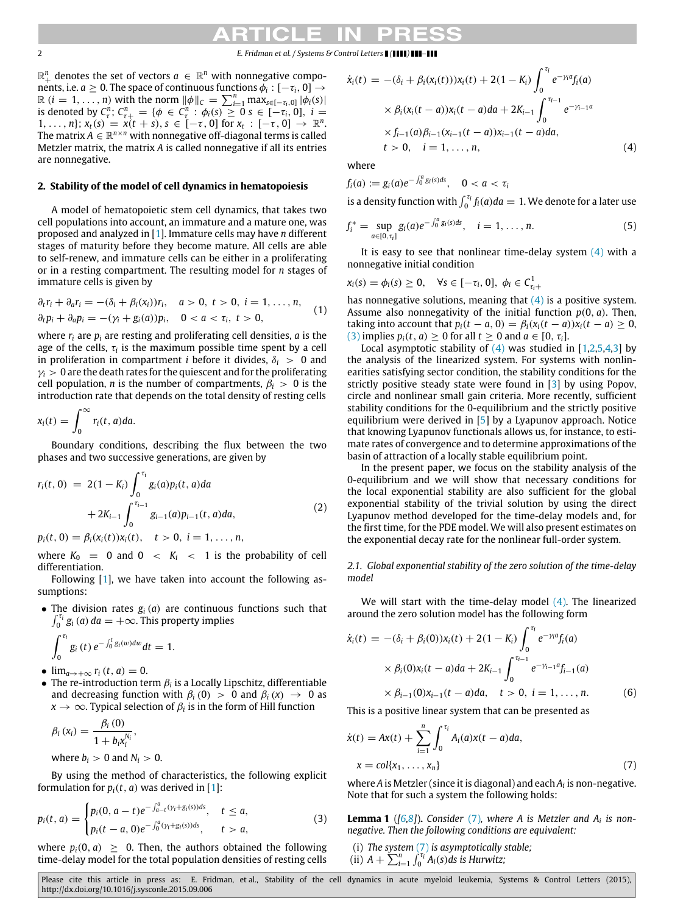$\mathbb{R}^n_+$ denotes the set of vectors $a \in \mathbb{R}^n$ with nonnegative components, i.e. $a \geq 0$. The space of continuous functions $\phi_i : [-\tau_i, 0] \to \mathbb{R}$ $(i = 1, \ldots, n)$ with the norm $\|\phi\|_C = \sum_{i=1}^n \max_{s\in[-\tau_i,0]} |\phi_i(s)|$ is denoted by $C^n_\tau$; $C^n_{\tau+} = \{\phi \in C^n_\tau : \phi_i(s) \geq 0\ s \in [-\tau_i, 0],\ i = 1, \ldots, n\}$; $x_t(s) = x(t+s), s \in [-\tau, 0]$ for $x_t : [-\tau, 0] \to \mathbb{R}^n$. The matrix $A \in \mathbb{R}^{n\times n}$ with nonnegative off-diagonal terms is called Metzler matrix, the matrix $A$ is called nonnegative if all its entries are nonnegative.

## 2. Stability of the model of cell dynamics in hematopoiesis

A model of hematopoietic stem cell dynamics, that takes two cell populations into account, an immature and a mature one, was proposed and analyzed in [1]. Immature cells may have $n$ different stages of maturity before they become mature. All cells are able to self-renew, and immature cells can be either in a proliferating or in a resting compartment. The resulting model for $n$ stages of immature cells is given by

$$\begin{aligned}
&\partial_t r_i + \partial_a r_i = -(\delta_i + \beta_i(x_i))r_i, \quad a > 0,\ t > 0,\ i = 1, \ldots, n, \\
&\partial_t p_i + \partial_a p_i = -(\gamma_i + g_i(a))p_i, \quad 0 < a < \tau_i,\ t > 0,
\end{aligned} \tag{1}$$

where $r_i$ are $p_i$ are resting and proliferating cell densities, $a$ is the age of the cells, $\tau_i$ is the maximum possible time spent by a cell in proliferation in compartment $i$ before it divides, $\delta_i > 0$ and $\gamma_i > 0$ are the death rates for the quiescent and for the proliferating cell population, $n$ is the number of compartments, $\beta_i > 0$ is the introduction rate that depends on the total density of resting cells

$$x_i(t) = \int_0^\infty r_i(t, a)da.$$

Boundary conditions, describing the flux between the two phases and two successive generations, are given by

$$\begin{aligned}
r_i(t, 0) \ &= \ 2(1 - K_i)\int_0^{\tau_i} g_i(a)p_i(t, a)da \\
&\quad + 2K_{i-1}\int_0^{\tau_{i-1}} g_{i-1}(a)p_{i-1}(t, a)da,
\end{aligned} \tag{2}$$

$$p_i(t, 0) = \beta_i(x_i(t))x_i(t), \quad t > 0,\ i = 1, \ldots, n,$$

where $K_0 = 0$ and $0 < K_i < 1$ is the probability of cell differentiation.

Following [1], we have taken into account the following assumptions:

- The division rates $g_i(a)$ are continuous functions such that $\int_0^{\tau_i} g_i(a)\, da = +\infty$. This property implies
$$\int_0^{\tau_i} g_i(t)\, e^{-\int_0^t g_i(w)dw} dt = 1.$$
- $\lim_{a\to+\infty} r_i(t, a) = 0$.
- The re-introduction term $\beta_i$ is a Locally Lipschitz, differentiable and decreasing function with $\beta_i(0) > 0$ and $\beta_i(x) \to 0$ as $x \to \infty$. Typical selection of $\beta_i$ is in the form of Hill function
$$\beta_i(x_i) = \frac{\beta_i(0)}{1 + b_i x_i^{N_i}},$$
where $b_i > 0$ and $N_i > 0$.

By using the method of characteristics, the following explicit formulation for $p_i(t, a)$ was derived in [1]:

$$p_i(t, a) = \begin{cases} p_i(0, a - t)e^{-\int_{a-t}^a(\gamma_i + g_i(s))ds}, & t \leq a, \\ p_i(t - a, 0)e^{-\int_0^a(\gamma_i+g_i(s))ds}, & t > a, \end{cases} \tag{3}$$

where $p_i(0, a) \geq 0$. Then, the authors obtained the following time-delay model for the total population densities of resting cells

$$\begin{aligned}
\dot{x}_i(t) &= -(\delta_i + \beta_i(x_i(t)))x_i(t) + 2(1 - K_i)\int_0^{\tau_i} e^{-\gamma_i a}f_i(a) \\
&\quad \times \beta_i(x_i(t - a))x_i(t - a)da + 2K_{i-1}\int_0^{\tau_{i-1}} e^{-\gamma_{i-1}a} \\
&\quad \times f_{i-1}(a)\beta_{i-1}(x_{i-1}(t - a))x_{i-1}(t - a)da, \\
&\quad t > 0, \quad i = 1, \ldots, n,
\end{aligned} \tag{4}$$

where

$$f_i(a) := g_i(a)e^{-\int_0^a g_i(s)ds}, \quad 0 < a < \tau_i$$

is a density function with $\int_0^{\tau_i} f_i(a)da = 1$. We denote for a later use

$$f_i^* = \sup_{a\in[0,\tau_i]} g_i(a)e^{-\int_0^a g_i(s)ds}, \quad i = 1, \ldots, n. \tag{5}$$

It is easy to see that nonlinear time-delay system (4) with a nonnegative initial condition

$$x_i(s) = \phi_i(s) \geq 0, \quad \forall s \in [-\tau_i, 0],\ \phi_i \in C^1_{\tau_i+}$$

has nonnegative solutions, meaning that (4) is a positive system. Assume also nonnegativity of the initial function $p(0, a)$. Then, taking into account that $p_i(t - a, 0) = \beta_i(x_i(t - a))x_i(t - a) \geq 0$, (3) implies $p_i(t, a) \geq 0$ for all $t \geq 0$ and $a \in [0, \tau_i]$.

Local asymptotic stability of (4) was studied in [1,2,5,4,3] by the analysis of the linearized system. For systems with nonlinearities satisfying sector condition, the stability conditions for the strictly positive steady state were found in [3] by using Popov, circle and nonlinear small gain criteria. More recently, sufficient stability conditions for the 0-equilibrium and the strictly positive equilibrium were derived in [5] by a Lyapunov approach. Notice that knowing Lyapunov functionals allows us, for instance, to estimate rates of convergence and to determine approximations of the basin of attraction of a locally stable equilibrium point.

In the present paper, we focus on the stability analysis of the 0-equilibrium and we will show that necessary conditions for the local exponential stability are also sufficient for the global exponential stability of the trivial solution by using the direct Lyapunov method developed for the time-delay models and, for the first time, for the PDE model. We will also present estimates on the exponential decay rate for the nonlinear full-order system.

### 2.1. Global exponential stability of the zero solution of the time-delay model

We will start with the time-delay model (4). The linearized around the zero solution model has the following form

$$\begin{aligned}
\dot{x}_i(t) &= -(\delta_i + \beta_i(0))x_i(t) + 2(1 - K_i)\int_0^{\tau_i} e^{-\gamma_i a}f_i(a) \\
&\quad \times \beta_i(0)x_i(t - a)da + 2K_{i-1}\int_0^{\tau_{i-1}} e^{-\gamma_{i-1}a}f_{i-1}(a) \\
&\quad \times \beta_{i-1}(0)x_{i-1}(t - a)da, \quad t > 0,\ i = 1, \ldots, n.
\end{aligned} \tag{6}$$

This is a positive linear system that can be presented as

$$\begin{aligned}
&\dot{x}(t) = Ax(t) + \sum_{i=1}^n \int_0^{\tau_i} A_i(a)x(t - a)da, \\
&x = col\{x_1, \ldots, x_n\}
\end{aligned} \tag{7}$$

where $A$ is Metzler (since it is diagonal) and each $A_i$ is non-negative. Note that for such a system the following holds:

**Lemma 1** ([6,8]). *Consider (7), where $A$ is Metzler and $A_i$ is non-negative. Then the following conditions are equivalent:*

(i) *The system (7) is asymptotically stable;*
(ii) *$A + \sum_{i=1}^n \int_0^{\tau_i} A_i(s)ds$ is Hurwitz;*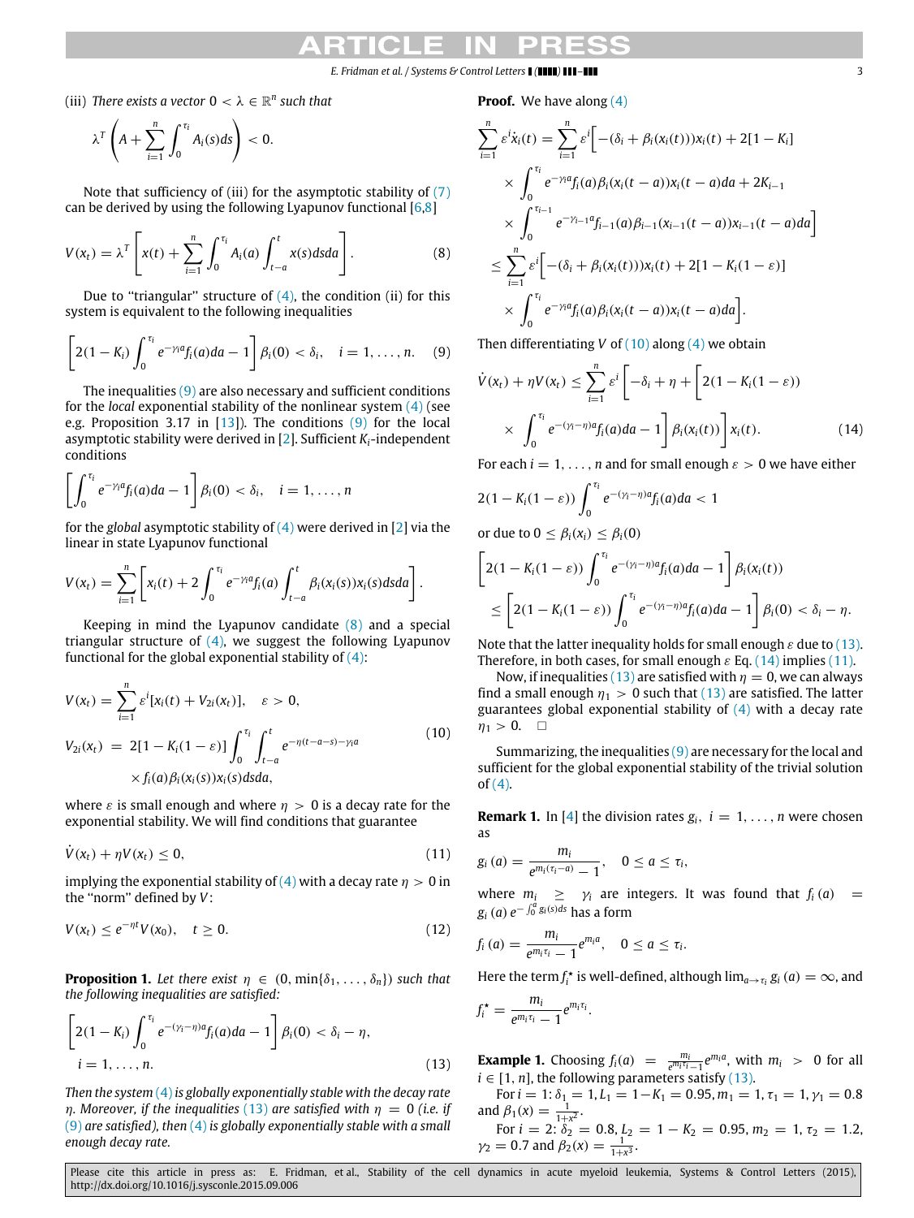(iii) *There exists a vector* $0 < \lambda \in \mathbb{R}^n$ *such that*

$$\lambda^T \left( A + \sum_{i=1}^{n} \int_0^{\tau_i} A_i(s) ds \right) < 0.$$

Note that sufficiency of (iii) for the asymptotic stability of (7) can be derived by using the following Lyapunov functional [6,8]

$$V(x_t) = \lambda^T \left[ x(t) + \sum_{i=1}^{n} \int_0^{\tau_i} A_i(a) \int_{t-a}^{t} x(s) ds da \right]. \tag{8}$$

Due to "triangular" structure of (4), the condition (ii) for this system is equivalent to the following inequalities

$$\left[ 2(1-K_i) \int_0^{\tau_i} e^{-\gamma_i a} f_i(a) da - 1 \right] \beta_i(0) < \delta_i, \quad i = 1, \ldots, n. \tag{9}$$

The inequalities (9) are also necessary and sufficient conditions for the *local* exponential stability of the nonlinear system (4) (see e.g. Proposition 3.17 in [13]). The conditions (9) for the local asymptotic stability were derived in [2]. Sufficient $K_i$-independent conditions

$$\left[ \int_0^{\tau_i} e^{-\gamma_i a} f_i(a) da - 1 \right] \beta_i(0) < \delta_i, \quad i = 1, \ldots, n$$

for the *global* asymptotic stability of (4) were derived in [2] via the linear in state Lyapunov functional

$$V(x_t) = \sum_{i=1}^{n} \left[ x_i(t) + 2 \int_0^{\tau_i} e^{-\gamma_i a} f_i(a) \int_{t-a}^{t} \beta_i(x_i(s)) x_i(s) ds da \right].$$

Keeping in mind the Lyapunov candidate (8) and a special triangular structure of (4), we suggest the following Lyapunov functional for the global exponential stability of (4):

$$\begin{aligned} V(x_t) &= \sum_{i=1}^{n} \varepsilon^i [x_i(t) + V_{2i}(x_t)], \quad \varepsilon > 0, \\ V_{2i}(x_t) &= 2[1 - K_i(1-\varepsilon)] \int_0^{\tau_i} \int_{t-a}^{t} e^{-\eta(t-a-s) - \gamma_i a} \\ &\quad \times f_i(a) \beta_i(x_i(s)) x_i(s) ds da, \end{aligned} \tag{10}$$

where $\varepsilon$ is small enough and where $\eta > 0$ is a decay rate for the exponential stability. We will find conditions that guarantee

$$\dot{V}(x_t) + \eta V(x_t) \le 0, \tag{11}$$

implying the exponential stability of (4) with a decay rate $\eta > 0$ in the "norm" defined by $V$:

$$V(x_t) \le e^{-\eta t} V(x_0), \quad t \ge 0. \tag{12}$$

**Proposition 1.** *Let there exist* $\eta \in (0, \min\{\delta_1, \ldots, \delta_n\})$ *such that the following inequalities are satisfied:*

$$\left[ 2(1-K_i) \int_0^{\tau_i} e^{-(\gamma_i - \eta) a} f_i(a) da - 1 \right] \beta_i(0) < \delta_i - \eta, \quad i = 1, \ldots, n. \tag{13}$$

*Then the system (4) is globally exponentially stable with the decay rate* $\eta$. *Moreover, if the inequalities (13) are satisfied with* $\eta = 0$ *(i.e. if (9) are satisfied), then (4) is globally exponentially stable with a small enough decay rate.*

**Proof.** We have along (4)

$$\begin{aligned} \sum_{i=1}^{n} \varepsilon^i \dot{x}_i(t) &= \sum_{i=1}^{n} \varepsilon^i \Big[ -(\delta_i + \beta_i(x_i(t))) x_i(t) + 2[1-K_i] \\ &\quad \times \int_0^{\tau_i} e^{-\gamma_i a} f_i(a) \beta_i(x_i(t-a)) x_i(t-a) da + 2K_{i-1} \\ &\quad \times \int_0^{\tau_{i-1}} e^{-\gamma_{i-1} a} f_{i-1}(a) \beta_{i-1}(x_{i-1}(t-a)) x_{i-1}(t-a) da \Big] \\ &\le \sum_{i=1}^{n} \varepsilon^i \Big[ -(\delta_i + \beta_i(x_i(t))) x_i(t) + 2[1 - K_i(1-\varepsilon)] \\ &\quad \times \int_0^{\tau_i} e^{-\gamma_i a} f_i(a) \beta_i(x_i(t-a)) x_i(t-a) da \Big]. \end{aligned}$$

Then differentiating $V$ of (10) along (4) we obtain

$$\begin{aligned} \dot{V}(x_t) + \eta V(x_t) &\le \sum_{i=1}^{n} \varepsilon^i \Bigg[ -\delta_i + \eta + \Bigg[ 2(1 - K_i(1-\varepsilon)) \\ &\quad \times \int_0^{\tau_i} e^{-(\gamma_i - \eta) a} f_i(a) da - 1 \Bigg] \beta_i(x_i(t)) \Bigg] x_i(t). \end{aligned} \tag{14}$$

For each $i = 1, \ldots, n$ and for small enough $\varepsilon > 0$ we have either

$$2(1 - K_i(1-\varepsilon)) \int_0^{\tau_i} e^{-(\gamma_i - \eta) a} f_i(a) da < 1$$

or due to $0 \le \beta_i(x_i) \le \beta_i(0)$

$$\begin{aligned} &\left[ 2(1 - K_i(1-\varepsilon)) \int_0^{\tau_i} e^{-(\gamma_i - \eta) a} f_i(a) da - 1 \right] \beta_i(x_i(t)) \\ &\le \left[ 2(1 - K_i(1-\varepsilon)) \int_0^{\tau_i} e^{-(\gamma_i - \eta) a} f_i(a) da - 1 \right] \beta_i(0) < \delta_i - \eta. \end{aligned}$$

Note that the latter inequality holds for small enough $\varepsilon$ due to (13). Therefore, in both cases, for small enough $\varepsilon$ Eq. (14) implies (11).

Now, if inequalities (13) are satisfied with $\eta = 0$, we can always find a small enough $\eta_1 > 0$ such that (13) are satisfied. The latter guarantees global exponential stability of (4) with a decay rate $\eta_1 > 0$. □

Summarizing, the inequalities (9) are necessary for the local and sufficient for the global exponential stability of the trivial solution of (4).

**Remark 1.** In [4] the division rates $g_i$, $i = 1, \ldots, n$ were chosen as

$$g_i(a) = \frac{m_i}{e^{m_i(\tau_i - a)} - 1}, \quad 0 \le a \le \tau_i,$$

where $m_i \ge \gamma_i$ are integers. It was found that $f_i(a) = g_i(a) e^{-\int_0^a g_i(s) ds}$ has a form

$$f_i(a) = \frac{m_i}{e^{m_i \tau_i} - 1} e^{m_i a}, \quad 0 \le a \le \tau_i.$$

Here the term $f_i^\star$ is well-defined, although $\lim_{a \to \tau_i} g_i(a) = \infty$, and

$$f_i^\star = \frac{m_i}{e^{m_i \tau_i} - 1} e^{m_i \tau_i}.$$

**Example 1.** Choosing $f_i(a) = \frac{m_i}{e^{m_i \tau_i} - 1} e^{m_i a}$, with $m_i > 0$ for all $i \in [1, n]$, the following parameters satisfy (13).

For $i = 1$: $\delta_1 = 1, L_1 = 1 - K_1 = 0.95, m_1 = 1, \tau_1 = 1, \gamma_1 = 0.8$ and $\beta_1(x) = \frac{1}{1+x^2}$.

For $i = 2$: $\delta_2 = 0.8, L_2 = 1 - K_2 = 0.95, m_2 = 1, \tau_2 = 1.2$, $\gamma_2 = 0.7$ and $\beta_2(x) = \frac{1}{1+x^3}$.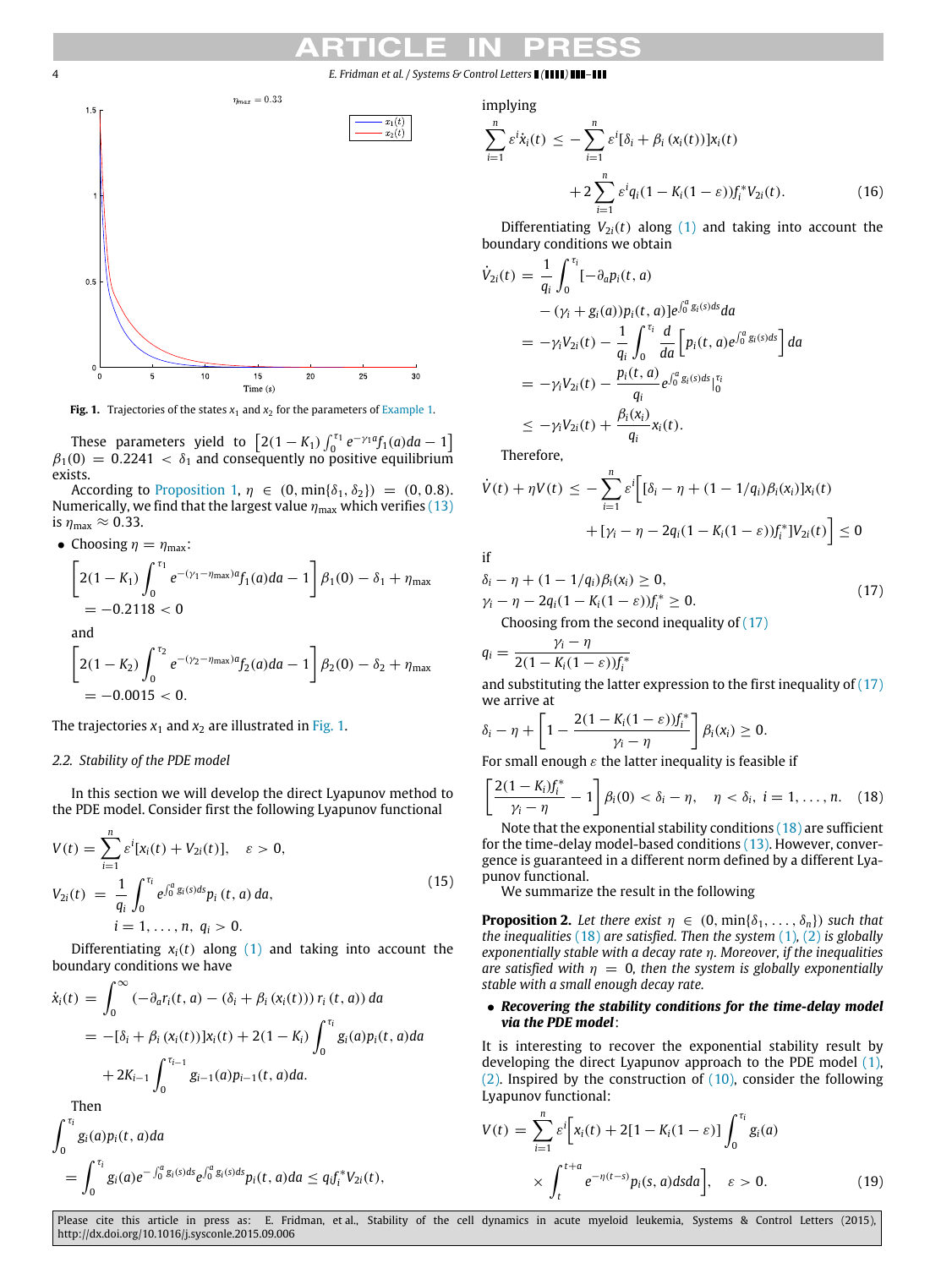Fig. 1. Trajectories of the states $x_1$ and $x_2$ for the parameters of Example 1.

These parameters yield to $\left[2(1-K_1)\int_0^{\tau_1} e^{-\gamma_1 a} f_1(a)da - 1\right]$ $\beta_1(0) = 0.2241 < \delta_1$ and consequently no positive equilibrium exists.

According to Proposition 1, $\eta \in (0, \min\{\delta_1, \delta_2\}) = (0, 0.8)$. Numerically, we find that the largest value $\eta_{\max}$ which verifies (13) is $\eta_{\max} \approx 0.33$.

- Choosing $\eta = \eta_{\max}$:

$$\left[2(1-K_1)\int_0^{\tau_1} e^{-(\gamma_1-\eta_{\max})a} f_1(a)da - 1\right]\beta_1(0) - \delta_1 + \eta_{\max} = -0.2118 < 0$$

and

$$\left[2(1-K_2)\int_0^{\tau_2} e^{-(\gamma_2-\eta_{\max})a} f_2(a)da - 1\right]\beta_2(0) - \delta_2 + \eta_{\max} = -0.0015 < 0.$$

The trajectories $x_1$ and $x_2$ are illustrated in Fig. 1.

### 2.2. Stability of the PDE model

In this section we will develop the direct Lyapunov method to the PDE model. Consider first the following Lyapunov functional

$$V(t) = \sum_{i=1}^{n} \varepsilon^i [x_i(t) + V_{2i}(t)], \quad \varepsilon > 0,$$
$$V_{2i}(t) = \frac{1}{q_i}\int_0^{\tau_i} e^{\int_0^a g_i(s)ds} p_i(t,a)\,da, \quad i = 1,\ldots,n,\ q_i > 0. \tag{15}$$

Differentiating $x_i(t)$ along (1) and taking into account the boundary conditions we have

$$\begin{aligned}
\dot{x}_i(t) &= \int_0^{\infty} (-\partial_a r_i(t,a) - (\delta_i + \beta_i(x_i(t)))\, r_i(t,a))\, da \\
&= -[\delta_i + \beta_i(x_i(t))]x_i(t) + 2(1-K_i)\int_0^{\tau_i} g_i(a)p_i(t,a)da \\
&\quad + 2K_{i-1}\int_0^{\tau_{i-1}} g_{i-1}(a)p_{i-1}(t,a)da.
\end{aligned}$$

Then

$$\int_0^{\tau_i} g_i(a)p_i(t,a)da = \int_0^{\tau_i} g_i(a)e^{-\int_0^a g_i(s)ds}e^{\int_0^a g_i(s)ds}p_i(t,a)da \le q_i f_i^* V_{2i}(t),$$

implying

$$\sum_{i=1}^{n}\varepsilon^i \dot{x}_i(t) \le -\sum_{i=1}^{n}\varepsilon^i[\delta_i + \beta_i(x_i(t))]x_i(t) + 2\sum_{i=1}^{n}\varepsilon^i q_i(1-K_i(1-\varepsilon))f_i^* V_{2i}(t). \tag{16}$$

Differentiating $V_{2i}(t)$ along (1) and taking into account the boundary conditions we obtain

$$\begin{aligned}
\dot{V}_{2i}(t) &= \frac{1}{q_i}\int_0^{\tau_i}[-\partial_a p_i(t,a) - (\gamma_i + g_i(a))p_i(t,a)]e^{\int_0^a g_i(s)ds}da \\
&= -\gamma_i V_{2i}(t) - \frac{1}{q_i}\int_0^{\tau_i}\frac{d}{da}\left[p_i(t,a)e^{\int_0^a g_i(s)ds}\right]da \\
&= -\gamma_i V_{2i}(t) - \frac{p_i(t,a)}{q_i}e^{\int_0^a g_i(s)ds}\Big|_0^{\tau_i} \\
&\le -\gamma_i V_{2i}(t) + \frac{\beta_i(x_i)}{q_i}x_i(t).
\end{aligned}$$

Therefore,

$$\dot{V}(t) + \eta V(t) \le -\sum_{i=1}^{n}\varepsilon^i\Big[[\delta_i - \eta + (1-1/q_i)\beta_i(x_i)]x_i(t) + [\gamma_i - \eta - 2q_i(1-K_i(1-\varepsilon))f_i^*]V_{2i}(t)\Big] \le 0$$

if

$$\begin{aligned}
&\delta_i - \eta + (1-1/q_i)\beta_i(x_i) \ge 0, \\
&\gamma_i - \eta - 2q_i(1-K_i(1-\varepsilon))f_i^* \ge 0.
\end{aligned} \tag{17}$$

Choosing from the second inequality of (17)

$$q_i = \frac{\gamma_i - \eta}{2(1-K_i(1-\varepsilon))f_i^*}$$

and substituting the latter expression to the first inequality of (17) we arrive at

$$\delta_i - \eta + \left[1 - \frac{2(1-K_i(1-\varepsilon))f_i^*}{\gamma_i - \eta}\right]\beta_i(x_i) \ge 0.$$

For small enough $\varepsilon$ the latter inequality is feasible if

$$\left[\frac{2(1-K_i)f_i^*}{\gamma_i - \eta} - 1\right]\beta_i(0) < \delta_i - \eta, \quad \eta < \delta_i,\ i = 1,\ldots,n. \tag{18}$$

Note that the exponential stability conditions (18) are sufficient for the time-delay model-based conditions (13). However, convergence is guaranteed in a different norm defined by a different Lyapunov functional.

We summarize the result in the following

**Proposition 2.** *Let there exist $\eta \in (0, \min\{\delta_1,\ldots,\delta_n\})$ such that the inequalities (18) are satisfied. Then the system (1), (2) is globally exponentially stable with a decay rate $\eta$. Moreover, if the inequalities are satisfied with $\eta = 0$, then the system is globally exponentially stable with a small enough decay rate.*

- ***Recovering the stability conditions for the time-delay model via the PDE model***:

It is interesting to recover the exponential stability result by developing the direct Lyapunov approach to the PDE model (1), (2). Inspired by the construction of (10), consider the following Lyapunov functional:

$$V(t) = \sum_{i=1}^{n}\varepsilon^i\Big[x_i(t) + 2[1-K_i(1-\varepsilon)]\int_0^{\tau_i} g_i(a) \times \int_t^{t+a} e^{-\eta(t-s)}p_i(s,a)dsda\Big], \quad \varepsilon > 0. \tag{19}$$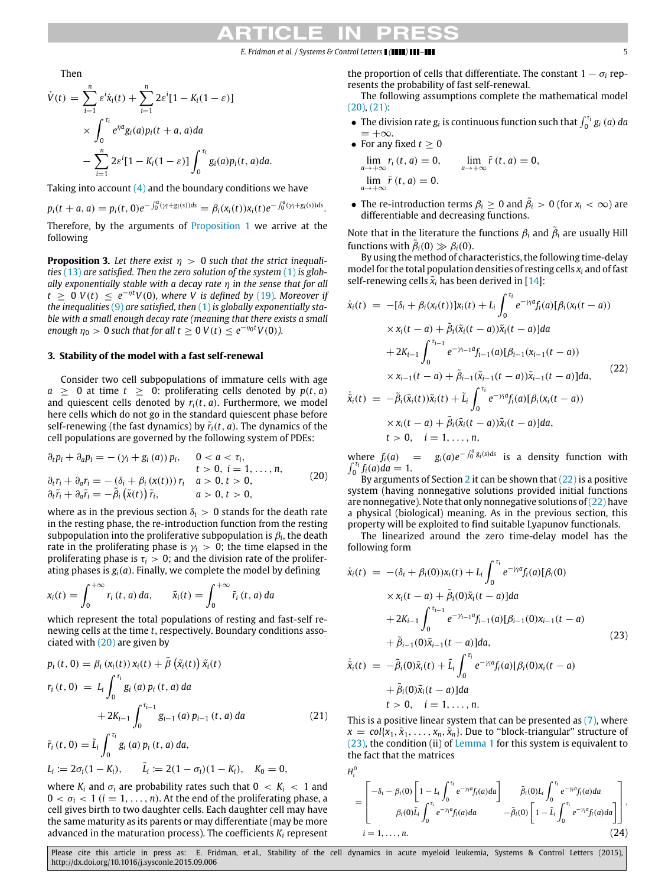Then

$$
\begin{aligned}
\dot{V}(t) &= \sum_{i=1}^{n} \varepsilon^i \dot{x}_i(t) + \sum_{i=1}^{n} 2\varepsilon^i [1 - K_i(1-\varepsilon)] \\
&\quad \times \int_0^{\tau_i} e^{\eta a} g_i(a) p_i(t+a, a) da \\
&\quad - \sum_{i=1}^{n} 2\varepsilon^i [1 - K_i(1-\varepsilon)] \int_0^{\tau_i} g_i(a) p_i(t, a) da.
\end{aligned}
$$

Taking into account (4) and the boundary conditions we have

$$
p_i(t+a, a) = p_i(t, 0) e^{-\int_0^a (\gamma_i + g_i(s)) ds} = \beta_i(x_i(t)) x_i(t) e^{-\int_0^a (\gamma_i + g_i(s)) ds}.
$$

Therefore, by the arguments of Proposition 1 we arrive at the following

**Proposition 3.** *Let there exist $\eta > 0$ such that the strict inequalities (13) are satisfied. Then the zero solution of the system (1) is globally exponentially stable with a decay rate $\eta$ in the sense that for all $t \geq 0$ $V(t) \leq e^{-\eta t} V(0)$, where $V$ is defined by (19). Moreover if the inequalities (9) are satisfied, then (1) is globally exponentially stable with a small enough decay rate (meaning that there exists a small enough $\eta_0 > 0$ such that for all $t \geq 0$ $V(t) \leq e^{-\eta_0 t} V(0)$).*

## 3. Stability of the model with a fast self-renewal

Consider two cell subpopulations of immature cells with age $a \geq 0$ at time $t \geq 0$: proliferating cells denoted by $p(t, a)$ and quiescent cells denoted by $r_i(t, a)$. Furthermore, we model here cells which do not go in the standard quiescent phase before self-renewing (the fast dynamics) by $\tilde{r}_i(t, a)$. The dynamics of the cell populations are governed by the following system of PDEs:

$$
\begin{aligned}
&\partial_t p_i + \partial_a p_i = -(\gamma_i + g_i(a)) p_i, && 0 < a < \tau_i, \\
& && t > 0, \ i = 1, \ldots, n, \\
&\partial_t r_i + \partial_a r_i = -(\delta_i + \beta_i(x(t))) r_i && a > 0, t > 0, \\
&\partial_t \tilde{r}_i + \partial_a \tilde{r}_i = -\tilde{\beta}_i(\tilde{x}(t)) \tilde{r}_i, && a > 0, t > 0,
\end{aligned}
\tag{20}
$$

where as in the previous section $\delta_i > 0$ stands for the death rate in the resting phase, the re-introduction function from the resting subpopulation into the proliferative subpopulation is $\beta_i$, the death rate in the proliferating phase is $\gamma_i > 0$; the time elapsed in the proliferating phase is $\tau_i > 0$; and the division rate of the proliferating phases is $g_i(a)$. Finally, we complete the model by defining

$$
x_i(t) = \int_0^{+\infty} r_i(t, a) da, \qquad \tilde{x}_i(t) = \int_0^{+\infty} \tilde{r}_i(t, a) da
$$

which represent the total populations of resting and fast-self renewing cells at the time $t$, respectively. Boundary conditions associated with (20) are given by

$$
\begin{aligned}
p_i(t, 0) &= \beta_i(x_i(t)) x_i(t) + \tilde{\beta}(\tilde{x}_i(t)) \tilde{x}_i(t) \\
r_i(t, 0) &= L_i \int_0^{\tau_i} g_i(a) p_i(t, a) da \\
&\quad + 2K_{i-1} \int_0^{\tau_{i-1}} g_{i-1}(a) p_{i-1}(t, a) da \\
\tilde{r}_i(t, 0) &= \tilde{L}_i \int_0^{\tau_i} g_i(a) p_i(t, a) da, \\
L_i &:= 2\sigma_i(1 - K_i), \quad \tilde{L}_i := 2(1 - \sigma_i)(1 - K_i), \quad K_0 = 0,
\end{aligned}
\tag{21}
$$

where $K_i$ and $\sigma_i$ are probability rates such that $0 < K_i < 1$ and $0 < \sigma_i < 1$ $(i = 1, \ldots, n)$. At the end of the proliferating phase, a cell gives birth to two daughter cells. Each daughter cell may have the same maturity as its parents or may differentiate (may be more advanced in the maturation process). The coefficients $K_i$ represent the proportion of cells that differentiate. The constant $1 - \sigma_i$ represents the probability of fast self-renewal.

The following assumptions complete the mathematical model (20), (21):

- The division rate $g_i$ is continuous function such that $\int_0^{\tau_i} g_i(a) da = +\infty$.
- For any fixed $t \geq 0$

$$
\lim_{a \to +\infty} r_i(t, a) = 0, \qquad \lim_{a \to +\infty} \tilde{r}(t, a) = 0,
$$
$$
\lim_{a \to +\infty} \bar{r}(t, a) = 0.
$$

- The re-introduction terms $\beta_i \geq 0$ and $\tilde{\beta}_i > 0$ (for $x_i < \infty$) are differentiable and decreasing functions.

Note that in the literature the functions $\beta_i$ and $\tilde{\beta}_i$ are usually Hill functions with $\tilde{\beta}_i(0) \gg \beta_i(0)$.

By using the method of characteristics, the following time-delay model for the total population densities of resting cells $x_i$ and of fast self-renewing cells $\tilde{x}_i$ has been derived in [14]:

$$
\begin{aligned}
\dot{x}_i(t) &= -[\delta_i + \beta_i(x_i(t))] x_i(t) + L_i \int_0^{\tau_i} e^{-\gamma_i a} f_i(a) [\beta_i(x_i(t-a)) \\
&\quad \times x_i(t-a) + \tilde{\beta}_i(\tilde{x}_i(t-a)) \tilde{x}_i(t-a)] da \\
&\quad + 2K_{i-1} \int_0^{\tau_{i-1}} e^{-\gamma_{i-1} a} f_{i-1}(a) [\beta_{i-1}(x_{i-1}(t-a)) \\
&\quad \times x_{i-1}(t-a) + \tilde{\beta}_{i-1}(\tilde{x}_{i-1}(t-a)) \tilde{x}_{i-1}(t-a)] da, \\
\dot{\tilde{x}}_i(t) &= -\tilde{\beta}_i(\tilde{x}_i(t)) \tilde{x}_i(t) + \tilde{L}_i \int_0^{\tau_i} e^{-\gamma_i a} f_i(a) [\beta_i(x_i(t-a)) \\
&\quad \times x_i(t-a) + \tilde{\beta}_i(\tilde{x}_i(t-a)) \tilde{x}_i(t-a)] da, \\
&\quad t > 0, \quad i = 1, \ldots, n,
\end{aligned}
\tag{22}
$$

where $f_i(a) = g_i(a) e^{-\int_0^a g_i(s) ds}$ is a density function with $\int_0^{\tau_i} f_i(a) da = 1$.

By arguments of Section 2 it can be shown that (22) is a positive system (having nonnegative solutions provided initial functions are nonnegative). Note that only nonnegative solutions of (22) have a physical (biological) meaning. As in the previous section, this property will be exploited to find suitable Lyapunov functionals.

The linearized around the zero time-delay model has the following form

$$
\begin{aligned}
\dot{x}_i(t) &= -(\delta_i + \beta_i(0)) x_i(t) + L_i \int_0^{\tau_i} e^{-\gamma_i a} f_i(a) [\beta_i(0) \\
&\quad \times x_i(t-a) + \tilde{\beta}_i(0) \tilde{x}_i(t-a)] da \\
&\quad + 2K_{i-1} \int_0^{\tau_{i-1}} e^{-\gamma_{i-1} a} f_{i-1}(a) [\beta_{i-1}(0) x_{i-1}(t-a) \\
&\quad + \tilde{\beta}_{i-1}(0) \tilde{x}_{i-1}(t-a)] da, \\
\dot{\tilde{x}}_i(t) &= -\tilde{\beta}_i(0) \tilde{x}_i(t) + \tilde{L}_i \int_0^{\tau_i} e^{-\gamma_i a} f_i(a) [\beta_i(0) x_i(t-a) \\
&\quad + \tilde{\beta}_i(0) \tilde{x}_i(t-a)] da \\
&\quad t > 0, \quad i = 1, \ldots, n.
\end{aligned}
\tag{23}
$$

This is a positive linear system that can be presented as (7), where $x = col\{x_1, \tilde{x}_1, \ldots, x_n, \tilde{x}_n\}$. Due to "block-triangular" structure of (23), the condition (ii) of Lemma 1 for this system is equivalent to the fact that the matrices

$$
H_i^0 = \begin{bmatrix} -\delta_i - \beta_i(0) \left[ 1 - L_i \int_0^{\tau_i} e^{-\gamma_i a} f_i(a) da \right] & \tilde{\beta}_i(0) L_i \int_0^{\tau_i} e^{-\gamma_i a} f_i(a) da \\ \beta_i(0) \tilde{L}_i \int_0^{\tau_i} e^{-\gamma_i a} f_i(a) da & -\tilde{\beta}_i(0) \left[ 1 - \tilde{L}_i \int_0^{\tau_i} e^{-\gamma_i a} f_i(a) da \right] \end{bmatrix},
$$
$$
i = 1, \ldots, n. \tag{24}
$$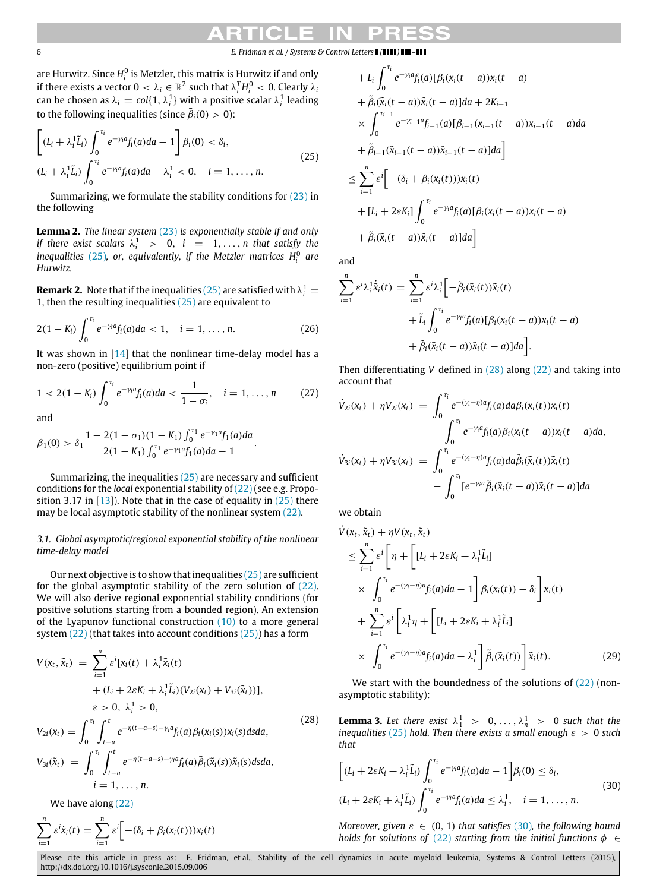are Hurwitz. Since $H_i^0$ is Metzler, this matrix is Hurwitz if and only if there exists a vector $0 < \lambda_i \in \mathbb{R}^2$ such that $\lambda_i^T H_i^0 < 0$. Clearly $\lambda_i$ can be chosen as $\lambda_i = col\{1, \lambda_i^1\}$ with a positive scalar $\lambda_i^1$ leading to the following inequalities (since $\tilde{\beta}_i(0) > 0$):

$$
\begin{aligned}
&\left[(L_i + \lambda_i^1 \tilde{L}_i)\int_0^{\tau_i} e^{-\gamma_i a} f_i(a)da - 1\right]\beta_i(0) < \delta_i, \\
&(L_i + \lambda_i^1 \tilde{L}_i)\int_0^{\tau_i} e^{-\gamma_i a} f_i(a)da - \lambda_i^1 < 0, \quad i = 1, \dots, n.
\end{aligned}
\tag{25}
$$

Summarizing, we formulate the stability conditions for (23) in the following

**Lemma 2.** *The linear system (23) is exponentially stable if and only if there exist scalars $\lambda_i^1 > 0$, $i = 1, \dots, n$ that satisfy the inequalities (25), or, equivalently, if the Metzler matrices $H_i^0$ are Hurwitz.*

**Remark 2.** Note that if the inequalities (25) are satisfied with $\lambda_i^1 = 1$, then the resulting inequalities (25) are equivalent to

$$
2(1 - K_i)\int_0^{\tau_i} e^{-\gamma_i a} f_i(a)da < 1, \quad i = 1, \dots, n. \tag{26}
$$

It was shown in [14] that the nonlinear time-delay model has a non-zero (positive) equilibrium point if

$$
1 < 2(1 - K_i)\int_0^{\tau_i} e^{-\gamma_i a} f_i(a)da < \frac{1}{1 - \sigma_i}, \quad i = 1, \dots, n \tag{27}
$$

and

$$
\beta_1(0) > \delta_1 \frac{1 - 2(1 - \sigma_1)(1 - K_1)\int_0^{\tau_1} e^{-\gamma_1 a} f_1(a)da}{2(1 - K_1)\int_0^{\tau_1} e^{-\gamma_1 a} f_1(a)da - 1}.
$$

Summarizing, the inequalities (25) are necessary and sufficient conditions for the *local* exponential stability of (22) (see e.g. Proposition 3.17 in [13]). Note that in the case of equality in (25) there may be local asymptotic stability of the nonlinear system (22).

### 3.1. Global asymptotic/regional exponential stability of the nonlinear time-delay model

Our next objective is to show that inequalities (25) are sufficient for the global asymptotic stability of the zero solution of (22). We will also derive regional exponential stability conditions (for positive solutions starting from a bounded region). An extension of the Lyapunov functional construction (10) to a more general system (22) (that takes into account conditions (25)) has a form

$$
\begin{aligned}
V(x_t, \tilde{x}_t) &= \sum_{i=1}^n \varepsilon^i [x_i(t) + \lambda_i^1 \tilde{x}_i(t) \\
&\quad + (L_i + 2\varepsilon K_i + \lambda_i^1 \tilde{L}_i)(V_{2i}(x_t) + V_{3i}(\tilde{x}_t))], \\
&\quad \varepsilon > 0, \ \lambda_i^1 > 0, \\
V_{2i}(x_t) &= \int_0^{\tau_i}\int_{t-a}^t e^{-\eta(t-a-s)-\gamma_i a} f_i(a)\beta_i(x_i(s))x_i(s)dsda, \\
V_{3i}(\tilde{x}_t) &= \int_0^{\tau_i}\int_{t-a}^t e^{-\eta(t-a-s)-\gamma_i a} f_i(a)\tilde{\beta}_i(\tilde{x}_i(s))\tilde{x}_i(s)dsda, \\
&\quad i = 1, \dots, n.
\end{aligned}
\tag{28}
$$

We have along (22)

$$
\begin{aligned}
\sum_{i=1}^n \varepsilon^i \dot{x}_i(t) &= \sum_{i=1}^n \varepsilon^i \Big[-(\delta_i + \beta_i(x_i(t)))x_i(t) \\
&\quad + L_i \int_0^{\tau_i} e^{-\gamma_i a} f_i(a)[\beta_i(x_i(t-a))x_i(t-a) \\
&\quad + \tilde{\beta}_i(\tilde{x}_i(t-a))\tilde{x}_i(t-a)]da + 2K_{i-1} \\
&\quad \times \int_0^{\tau_{i-1}} e^{-\gamma_{i-1} a} f_{i-1}(a)[\beta_{i-1}(x_{i-1}(t-a))x_{i-1}(t-a)da \\
&\quad + \tilde{\beta}_{i-1}(\tilde{x}_{i-1}(t-a))\tilde{x}_{i-1}(t-a)]da\Big] \\
&\le \sum_{i=1}^n \varepsilon^i \Big[-(\delta_i + \beta_i(x_i(t)))x_i(t) \\
&\quad + [L_i + 2\varepsilon K_i]\int_0^{\tau_i} e^{-\gamma_i a} f_i(a)[\beta_i(x_i(t-a))x_i(t-a) \\
&\quad + \tilde{\beta}_i(\tilde{x}_i(t-a))\tilde{x}_i(t-a)]da\Big]
\end{aligned}
$$

and

$$
\begin{aligned}
\sum_{i=1}^n \varepsilon^i \lambda_i^1 \dot{\tilde{x}}_i(t) &= \sum_{i=1}^n \varepsilon^i \lambda_i^1 \Big[-\tilde{\beta}_i(\tilde{x}_i(t))\tilde{x}_i(t) \\
&\quad + \tilde{L}_i \int_0^{\tau_i} e^{-\gamma_i a} f_i(a)[\beta_i(x_i(t-a))x_i(t-a) \\
&\quad + \tilde{\beta}_i(\tilde{x}_i(t-a))\tilde{x}_i(t-a)]da\Big].
\end{aligned}
$$

Then differentiating $V$ defined in (28) along (22) and taking into account that

$$
\begin{aligned}
\dot{V}_{2i}(x_t) + \eta V_{2i}(x_t) &= \int_0^{\tau_i} e^{-(\gamma_i - \eta)a} f_i(a)da\beta_i(x_i(t))x_i(t) \\
&\quad - \int_0^{\tau_i} e^{-\gamma_i a} f_i(a)\beta_i(x_i(t-a))x_i(t-a)da, \\
\dot{V}_{3i}(x_t) + \eta V_{3i}(x_t) &= \int_0^{\tau_i} e^{-(\gamma_i - \eta)a} f_i(a)da\tilde{\beta}_i(\tilde{x}_i(t))\tilde{x}_i(t) \\
&\quad - \int_0^{\tau_i} [e^{-\gamma_i a}\tilde{\beta}_i(\tilde{x}_i(t-a))\tilde{x}_i(t-a)]da
\end{aligned}
$$

we obtain

$$
\begin{aligned}
&\dot{V}(x_t, \tilde{x}_t) + \eta V(x_t, \tilde{x}_t) \\
&\le \sum_{i=1}^n \varepsilon^i \Bigg[\eta + \Bigg[[L_i + 2\varepsilon K_i + \lambda_i^1 \tilde{L}_i] \\
&\quad \times \int_0^{\tau_i} e^{-(\gamma_i - \eta)a} f_i(a)da - 1\Bigg]\beta_i(x_i(t)) - \delta_i\Bigg] x_i(t) \\
&\quad + \sum_{i=1}^n \varepsilon^i \Bigg[\lambda_i^1 \eta + \Bigg[[L_i + 2\varepsilon K_i + \lambda_i^1 \tilde{L}_i] \\
&\quad \times \int_0^{\tau_i} e^{-(\gamma_i - \eta)a} f_i(a)da - \lambda_i^1\Bigg]\tilde{\beta}_i(\tilde{x}_i(t))\Bigg]\tilde{x}_i(t).
\end{aligned}
\tag{29}
$$

We start with the boundedness of the solutions of (22) (non-asymptotic stability):

**Lemma 3.** *Let there exist $\lambda_1^1 > 0, \dots, \lambda_n^1 > 0$ such that the inequalities (25) hold. Then there exists a small enough $\varepsilon > 0$ such that*

$$
\begin{aligned}
&\left[(L_i + 2\varepsilon K_i + \lambda_i^1 \tilde{L}_i)\int_0^{\tau_i} e^{-\gamma_i a} f_i(a)da - 1\right]\beta_i(0) \le \delta_i, \\
&(L_i + 2\varepsilon K_i + \lambda_i^1 \tilde{L}_i)\int_0^{\tau_i} e^{-\gamma_i a} f_i(a)da \le \lambda_i^1, \quad i = 1, \dots, n.
\end{aligned}
\tag{30}
$$

*Moreover, given $\varepsilon \in (0, 1)$ that satisfies (30), the following bound holds for solutions of (22) starting from the initial functions $\phi \in$*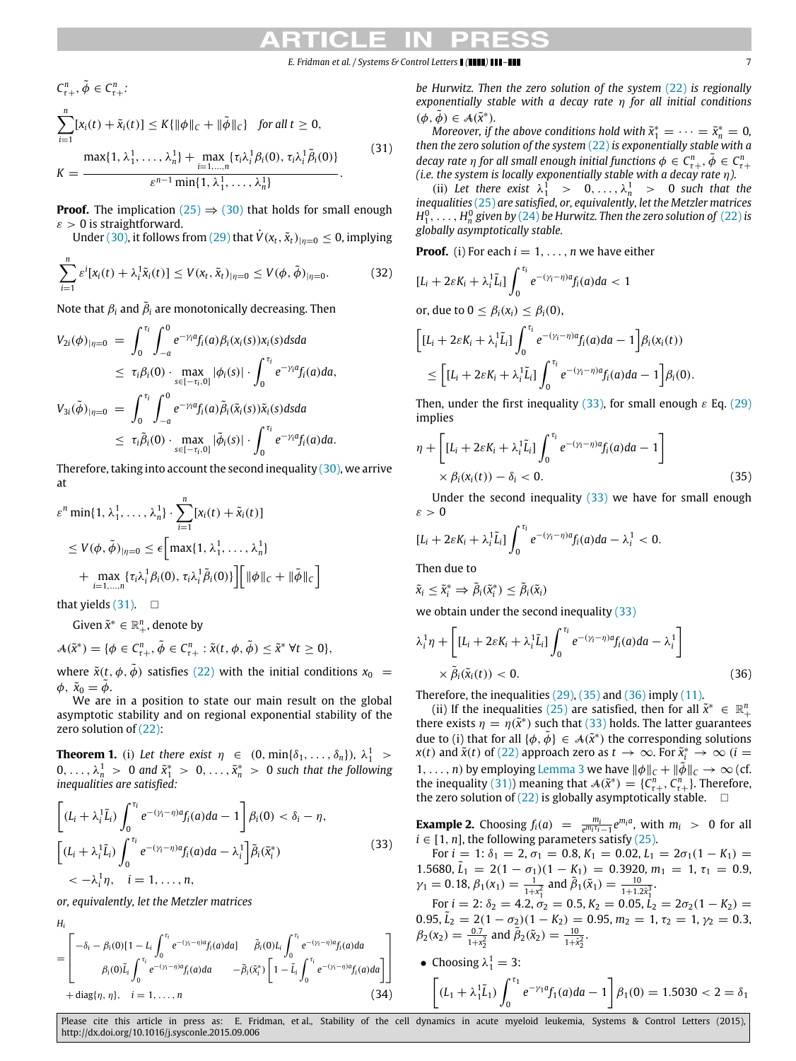$C^n_{\tau+}, \tilde{\phi} \in C^n_{\tau+}$:

$$\sum_{i=1}^{n}[x_i(t) + \tilde{x}_i(t)] \le K\{\|\phi\|_C + \|\tilde{\phi}\|_C\} \quad \text{for all } t \ge 0,$$

$$K = \frac{\max\{1, \lambda_1^1, \ldots, \lambda_n^1\} + \max_{i=1,\ldots,n}\{\tau_i\lambda_i^1\beta_i(0), \tau_i\lambda_i^1\tilde{\beta}_i(0)\}}{\varepsilon^{n-1}\min\{1, \lambda_1^1, \ldots, \lambda_n^1\}}. \tag{31}$$

**Proof.** The implication (25) ⇒ (30) that holds for small enough $\varepsilon > 0$ is straightforward.

Under (30), it follows from (29) that $\dot{V}(x_t, \tilde{x}_t)_{|\eta=0} \le 0$, implying

$$\sum_{i=1}^{n}\varepsilon^i[x_i(t) + \lambda_i^1\tilde{x}_i(t)] \le V(x_t, \tilde{x}_t)_{|\eta=0} \le V(\phi, \tilde{\phi})_{|\eta=0}. \tag{32}$$

Note that $\beta_i$ and $\tilde{\beta}_i$ are monotonically decreasing. Then

$$\begin{aligned} V_{2i}(\phi)_{|\eta=0} &= \int_0^{\tau_i}\int_{-a}^{0} e^{-\gamma_i a} f_i(a)\beta_i(x_i(s))x_i(s)dsda \\ &\le \tau_i\beta_i(0)\cdot\max_{s\in[-\tau_i,0]}|\phi_i(s)|\cdot\int_0^{\tau_i} e^{-\gamma_i a}f_i(a)da, \\ V_{3i}(\tilde{\phi})_{|\eta=0} &= \int_0^{\tau_i}\int_{-a}^{0} e^{-\gamma_i a} f_i(a)\tilde{\beta}_i(\tilde{x}_i(s))\tilde{x}_i(s)dsda \\ &\le \tau_i\tilde{\beta}_i(0)\cdot\max_{s\in[-\tau_i,0]}|\tilde{\phi}_i(s)|\cdot\int_0^{\tau_i} e^{-\gamma_i a}f_i(a)da. \end{aligned}$$

Therefore, taking into account the second inequality (30), we arrive at

$$\begin{aligned} &\varepsilon^n\min\{1, \lambda_1^1, \ldots, \lambda_n^1\}\cdot\sum_{i=1}^{n}[x_i(t) + \tilde{x}_i(t)] \\ &\le V(\phi, \tilde{\phi})_{|\eta=0} \le \epsilon\Big[\max\{1, \lambda_1^1, \ldots, \lambda_n^1\} \\ &\quad + \max_{i=1,\ldots,n}\{\tau_i\lambda_i^1\beta_i(0), \tau_i\lambda_i^1\tilde{\beta}_i(0)\}\Big]\Big[\|\phi\|_C + \|\tilde{\phi}\|_C\Big] \end{aligned}$$

that yields (31). □

Given $\tilde{x}^* \in \mathbb{R}^n_+$, denote by

$$\mathcal{A}(\tilde{x}^*) = \{\phi \in C^n_{\tau+}, \tilde{\phi} \in C^n_{\tau+} : \tilde{x}(t, \phi, \tilde{\phi}) \le \tilde{x}^* \ \forall t \ge 0\},$$

where $\tilde{x}(t, \phi, \tilde{\phi})$ satisfies (22) with the initial conditions $x_0 = \phi$, $\tilde{x}_0 = \tilde{\phi}$.

We are in a position to state our main result on the global asymptotic stability and on regional exponential stability of the zero solution of (22):

**Theorem 1.** *(i) Let there exist $\eta \in (0, \min\{\delta_1, \ldots, \delta_n\})$, $\lambda_1^1 > 0, \ldots, \lambda_n^1 > 0$ and $\tilde{x}_1^* > 0, \ldots, \tilde{x}_n^* > 0$ such that the following inequalities are satisfied:*

$$\begin{aligned} &\left[(L_i + \lambda_i^1\tilde{L}_i)\int_0^{\tau_i} e^{-(\gamma_i-\eta)a}f_i(a)da - 1\right]\beta_i(0) < \delta_i - \eta, \\ &\left[(L_i + \lambda_i^1\tilde{L}_i)\int_0^{\tau_i} e^{-(\gamma_i-\eta)a}f_i(a)da - \lambda_i^1\right]\tilde{\beta}_i(\tilde{x}_i^*) \\ &< -\lambda_i^1\eta, \quad i = 1, \ldots, n, \end{aligned} \tag{33}$$

*or, equivalently, let the Metzler matrices*

$$\begin{aligned} H_i = &\begin{bmatrix} -\delta_i - \beta_i(0)[1 - L_i\int_0^{\tau_i} e^{-(\gamma_i-\eta)a}f_i(a)da] & \tilde{\beta}_i(0)L_i\int_0^{\tau_i} e^{-(\gamma_i-\eta)a}f_i(a)da \\ \beta_i(0)\tilde{L}_i\int_0^{\tau_i} e^{-(\gamma_i-\eta)a}f_i(a)da & -\tilde{\beta}_i(\tilde{x}_i^*)\left[1 - \tilde{L}_i\int_0^{\tau_i} e^{-(\gamma_i-\eta)a}f_i(a)da\right] \end{bmatrix} \\ &+ \mathrm{diag}\{\eta, \eta\}, \quad i = 1, \ldots, n \end{aligned} \tag{34}$$

*be Hurwitz. Then the zero solution of the system (22) is regionally stable with a decay rate $\eta$ for all initial conditions $(\phi, \tilde{\phi}) \in \mathcal{A}(\tilde{x}^*)$.*

*Moreover, if the above conditions hold with $\tilde{x}_1^* = \cdots = \tilde{x}_n^* = 0$, then the zero solution of the system (22) is exponentially stable with a decay rate $\eta$ for all small enough initial functions $\phi \in C^n_{\tau+}, \tilde{\phi} \in C^n_{\tau+}$ (i.e. the system is locally exponentially stable with a decay rate $\eta$).*

*(ii) Let there exist $\lambda_1^1 > 0, \ldots, \lambda_n^1 > 0$ such that the inequalities (25) are satisfied, or, equivalently, let the Metzler matrices $H_1^0, \ldots, H_n^0$ given by (24) be Hurwitz. Then the zero solution of (22) is globally asymptotically stable.*

**Proof.** (i) For each $i = 1, \ldots, n$ we have either

$$[L_i + 2\varepsilon K_i + \lambda_i^1\tilde{L}_i]\int_0^{\tau_i} e^{-(\gamma_i-\eta)a}f_i(a)da < 1$$

or, due to $0 \le \beta_i(x_i) \le \beta_i(0)$,

$$\begin{aligned} &\left[[L_i + 2\varepsilon K_i + \lambda_i^1\tilde{L}_i]\int_0^{\tau_i} e^{-(\gamma_i-\eta)a}f_i(a)da - 1\right]\beta_i(x_i(t)) \\ &\le \left[[L_i + 2\varepsilon K_i + \lambda_i^1\tilde{L}_i]\int_0^{\tau_i} e^{-(\gamma_i-\eta)a}f_i(a)da - 1\right]\beta_i(0). \end{aligned}$$

Then, under the first inequality (33), for small enough $\varepsilon$ Eq. (29) implies

$$\begin{aligned} &\eta + \left[[L_i + 2\varepsilon K_i + \lambda_i^1\tilde{L}_i]\int_0^{\tau_i} e^{-(\gamma_i-\eta)a}f_i(a)da - 1\right] \\ &\times \beta_i(x_i(t)) - \delta_i < 0. \end{aligned} \tag{35}$$

Under the second inequality (33) we have for small enough $\varepsilon > 0$

$$[L_i + 2\varepsilon K_i + \lambda_i^1\tilde{L}_i]\int_0^{\tau_i} e^{-(\gamma_i-\eta)a}f_i(a)da - \lambda_i^1 < 0.$$

Then due to

$$\tilde{x}_i \le \tilde{x}_i^* \Rightarrow \tilde{\beta}_i(\tilde{x}_i^*) \le \tilde{\beta}_i(\tilde{x}_i)$$

we obtain under the second inequality (33)

$$\begin{aligned} &\lambda_i^1\eta + \left[[L_i + 2\varepsilon K_i + \lambda_i^1\tilde{L}_i]\int_0^{\tau_i} e^{-(\gamma_i-\eta)a}f_i(a)da - \lambda_i^1\right] \\ &\times \tilde{\beta}_i(\tilde{x}_i(t)) < 0. \end{aligned} \tag{36}$$

Therefore, the inequalities (29), (35) and (36) imply (11).

(ii) If the inequalities (25) are satisfied, then for all $\tilde{x}^* \in \mathbb{R}^n_+$ there exists $\eta = \eta(\tilde{x}^*)$ such that (33) holds. The latter guarantees due to (i) that for all $\{\phi, \tilde{\phi}\} \in \mathcal{A}(\tilde{x}^*)$ the corresponding solutions $x(t)$ and $\tilde{x}(t)$ of (22) approach zero as $t \to \infty$. For $\tilde{x}_i^* \to \infty$ ($i = 1, \ldots, n$) by employing Lemma 3 we have $\|\phi\|_C + \|\tilde{\phi}\|_C \to \infty$ (cf. the inequality (31)) meaning that $\mathcal{A}(\tilde{x}^*) = \{C^n_{\tau+}, C^n_{\tau+}\}$. Therefore, the zero solution of (22) is globally asymptotically stable. □

**Example 2.** Choosing $f_i(a) = \frac{m_i}{e^{m_i\tau_i} - 1}e^{m_i a}$, with $m_i > 0$ for all $i \in [1, n]$, the following parameters satisfy (25).

For $i = 1$: $\delta_1 = 2, \sigma_1 = 0.8, K_1 = 0.02, L_1 = 2\sigma_1(1 - K_1) = 1.5680, \tilde{L}_1 = 2(1 - \sigma_1)(1 - K_1) = 0.3920, m_1 = 1, \tau_1 = 0.9, \gamma_1 = 0.18, \beta_1(x_1) = \frac{1}{1+x_1^2}$ and $\tilde{\beta}_1(\tilde{x}_1) = \frac{10}{1+1.2\tilde{x}_1^3}$.

For $i = 2$: $\delta_2 = 4.2, \sigma_2 = 0.5, K_2 = 0.05, L_2 = 2\sigma_2(1 - K_2) = 0.95, \tilde{L}_2 = 2(1 - \sigma_2)(1 - K_2) = 0.95, m_2 = 1, \tau_2 = 1, \gamma_2 = 0.3, \beta_2(x_2) = \frac{0.7}{1+x_2^2}$ and $\tilde{\beta}_2(\tilde{x}_2) = \frac{10}{1+\tilde{x}_2^2}$.

- Choosing $\lambda_1^1 = 3$:

$$\left[(L_1 + \lambda_1^1\tilde{L}_1)\int_0^{\tau_1} e^{-\gamma_1 a}f_1(a)da - 1\right]\beta_1(0) = 1.5030 < 2 = \delta_1$$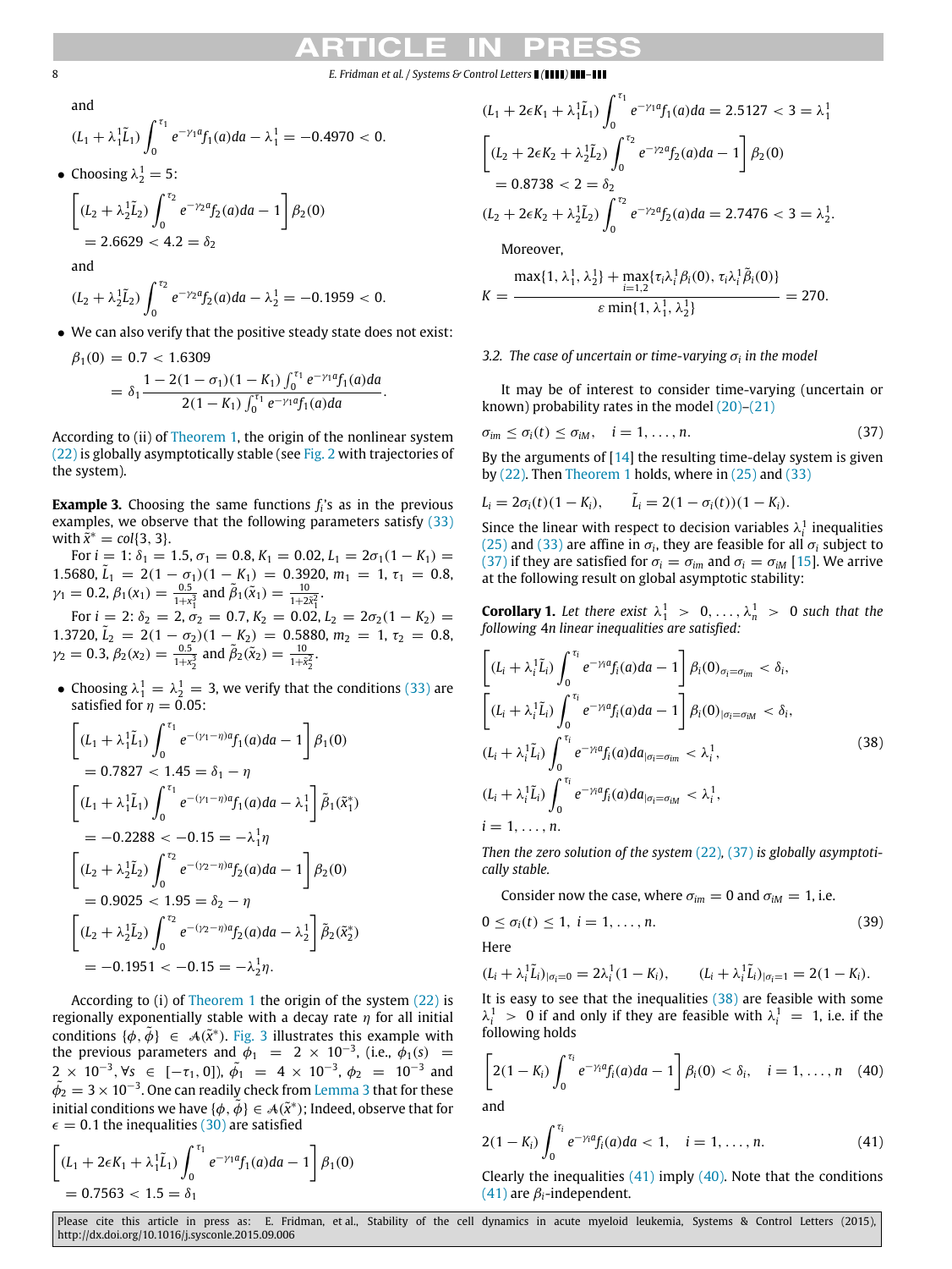and

$$(L_1 + \lambda_1^1 \tilde{L}_1) \int_0^{\tau_1} e^{-\gamma_1 a} f_1(a) da - \lambda_1^1 = -0.4970 < 0.$$

- Choosing $\lambda_2^1 = 5$:

$$\left[ (L_2 + \lambda_2^1 \tilde{L}_2) \int_0^{\tau_2} e^{-\gamma_2 a} f_2(a) da - 1 \right] \beta_2(0) = 2.6629 < 4.2 = \delta_2$$

and

$$(L_2 + \lambda_2^1 \tilde{L}_2) \int_0^{\tau_2} e^{-\gamma_2 a} f_2(a) da - \lambda_2^1 = -0.1959 < 0.$$

- We can also verify that the positive steady state does not exist:

$$\beta_1(0) = 0.7 < 1.6309 = \delta_1 \frac{1 - 2(1-\sigma_1)(1-K_1) \int_0^{\tau_1} e^{-\gamma_1 a} f_1(a) da}{2(1-K_1) \int_0^{\tau_1} e^{-\gamma_1 a} f_1(a) da}.$$

According to (ii) of Theorem 1, the origin of the nonlinear system (22) is globally asymptotically stable (see Fig. 2 with trajectories of the system).

**Example 3.** Choosing the same functions $f_i$'s as in the previous examples, we observe that the following parameters satisfy (33) with $\tilde{x}^* = col\{3, 3\}$.

For $i = 1$: $\delta_1 = 1.5$, $\sigma_1 = 0.8$, $K_1 = 0.02$, $L_1 = 2\sigma_1(1-K_1) = 1.5680$, $\tilde{L}_1 = 2(1-\sigma_1)(1-K_1) = 0.3920$, $m_1 = 1$, $\tau_1 = 0.8$, $\gamma_1 = 0.2$, $\beta_1(x_1) = \frac{0.5}{1+x_1^3}$ and $\tilde{\beta}_1(\tilde{x}_1) = \frac{10}{1+2\tilde{x}_1^2}$.

For $i = 2$: $\delta_2 = 2$, $\sigma_2 = 0.7$, $K_2 = 0.02$, $L_2 = 2\sigma_2(1-K_2) = 1.3720$, $\tilde{L}_2 = 2(1-\sigma_2)(1-K_2) = 0.5880$, $m_2 = 1$, $\tau_2 = 0.8$, $\gamma_2 = 0.3$, $\beta_2(x_2) = \frac{0.5}{1+x_2^3}$ and $\tilde{\beta}_2(\tilde{x}_2) = \frac{10}{1+\tilde{x}_2^2}$.

- Choosing $\lambda_1^1 = \lambda_2^1 = 3$, we verify that the conditions (33) are satisfied for $\eta = 0.05$:

$$\left[ (L_1 + \lambda_1^1 \tilde{L}_1) \int_0^{\tau_1} e^{-(\gamma_1 - \eta) a} f_1(a) da - 1 \right] \beta_1(0) = 0.7827 < 1.45 = \delta_1 - \eta$$

$$\left[ (L_1 + \lambda_1^1 \tilde{L}_1) \int_0^{\tau_1} e^{-(\gamma_1 - \eta) a} f_1(a) da - \lambda_1^1 \right] \tilde{\beta}_1(\tilde{x}_1^*) = -0.2288 < -0.15 = -\lambda_1^1 \eta$$

$$\left[ (L_2 + \lambda_2^1 \tilde{L}_2) \int_0^{\tau_2} e^{-(\gamma_2 - \eta) a} f_2(a) da - 1 \right] \beta_2(0) = 0.9025 < 1.95 = \delta_2 - \eta$$

$$\left[ (L_2 + \lambda_2^1 \tilde{L}_2) \int_0^{\tau_2} e^{-(\gamma_2 - \eta) a} f_2(a) da - \lambda_2^1 \right] \tilde{\beta}_2(\tilde{x}_2^*) = -0.1951 < -0.15 = -\lambda_2^1 \eta.$$

According to (i) of Theorem 1 the origin of the system (22) is regionally exponentially stable with a decay rate $\eta$ for all initial conditions $\{\phi, \tilde{\phi}\} \in \mathcal{A}(\tilde{x}^*)$. Fig. 3 illustrates this example with the previous parameters and $\phi_1 = 2 \times 10^{-3}$, (i.e., $\phi_1(s) = 2 \times 10^{-3}$, $\forall s \in [-\tau_1, 0]$), $\tilde{\phi}_1 = 4 \times 10^{-3}$, $\phi_2 = 10^{-3}$ and $\tilde{\phi}_2 = 3 \times 10^{-3}$. One can readily check from Lemma 3 that for these initial conditions we have $\{\phi, \tilde{\phi}\} \in \mathcal{A}(\tilde{x}^*)$; Indeed, observe that for $\epsilon = 0.1$ the inequalities (30) are satisfied

$$\left[ (L_1 + 2\epsilon K_1 + \lambda_1^1 \tilde{L}_1) \int_0^{\tau_1} e^{-\gamma_1 a} f_1(a) da - 1 \right] \beta_1(0) = 0.7563 < 1.5 = \delta_1$$

$$(L_1 + 2\epsilon K_1 + \lambda_1^1 \tilde{L}_1) \int_0^{\tau_1} e^{-\gamma_1 a} f_1(a) da = 2.5127 < 3 = \lambda_1^1$$

$$\left[ (L_2 + 2\epsilon K_2 + \lambda_2^1 \tilde{L}_2) \int_0^{\tau_2} e^{-\gamma_2 a} f_2(a) da - 1 \right] \beta_2(0) = 0.8738 < 2 = \delta_2$$

$$(L_2 + 2\epsilon K_2 + \lambda_2^1 \tilde{L}_2) \int_0^{\tau_2} e^{-\gamma_2 a} f_2(a) da = 2.7476 < 3 = \lambda_2^1.$$

Moreover,

$$K = \frac{\max\{1, \lambda_1^1, \lambda_2^1\} + \max_{i=1,2}\{\tau_i \lambda_i^1 \beta_i(0), \tau_i \lambda_i^1 \tilde{\beta}_i(0)\}}{\varepsilon \min\{1, \lambda_1^1, \lambda_2^1\}} = 270.$$

### 3.2. The case of uncertain or time-varying $\sigma_i$ in the model

It may be of interest to consider time-varying (uncertain or known) probability rates in the model (20)–(21)

$$\sigma_{im} \le \sigma_i(t) \le \sigma_{iM}, \quad i = 1, \ldots, n. \tag{37}$$

By the arguments of [14] the resulting time-delay system is given by (22). Then Theorem 1 holds, where in (25) and (33)

$$L_i = 2\sigma_i(t)(1-K_i), \qquad \tilde{L}_i = 2(1-\sigma_i(t))(1-K_i).$$

Since the linear with respect to decision variables $\lambda_i^1$ inequalities (25) and (33) are affine in $\sigma_i$, they are feasible for all $\sigma_i$ subject to (37) if they are satisfied for $\sigma_i = \sigma_{im}$ and $\sigma_i = \sigma_{iM}$ [15]. We arrive at the following result on global asymptotic stability:

**Corollary 1.** *Let there exist $\lambda_1^1 > 0, \ldots, \lambda_n^1 > 0$ such that the following 4n linear inequalities are satisfied:*

$$\begin{aligned}
&\left[ (L_i + \lambda_i^1 \tilde{L}_i) \int_0^{\tau_i} e^{-\gamma_i a} f_i(a) da - 1 \right] \beta_i(0)_{\sigma_i = \sigma_{im}} < \delta_i, \\
&\left[ (L_i + \lambda_i^1 \tilde{L}_i) \int_0^{\tau_i} e^{-\gamma_i a} f_i(a) da - 1 \right] \beta_i(0)_{|\sigma_i = \sigma_{iM}} < \delta_i, \\
&(L_i + \lambda_i^1 \tilde{L}_i) \int_0^{\tau_i} e^{-\gamma_i a} f_i(a) da_{|\sigma_i = \sigma_{im}} < \lambda_i^1, \\
&(L_i + \lambda_i^1 \tilde{L}_i) \int_0^{\tau_i} e^{-\gamma_i a} f_i(a) da_{|\sigma_i = \sigma_{iM}} < \lambda_i^1, \\
&i = 1, \ldots, n.
\end{aligned} \tag{38}$$

*Then the zero solution of the system (22), (37) is globally asymptotically stable.*

Consider now the case, where $\sigma_{im} = 0$ and $\sigma_{iM} = 1$, i.e.

$$0 \le \sigma_i(t) \le 1, \; i = 1, \ldots, n. \tag{39}$$

Here

$$(L_i + \lambda_i^1 \tilde{L}_i)_{|\sigma_i = 0} = 2\lambda_i^1(1-K_i), \qquad (L_i + \lambda_i^1 \tilde{L}_i)_{|\sigma_i = 1} = 2(1-K_i).$$

It is easy to see that the inequalities (38) are feasible with some $\lambda_i^1 > 0$ if and only if they are feasible with $\lambda_i^1 = 1$, i.e. if the following holds

$$\left[ 2(1-K_i) \int_0^{\tau_i} e^{-\gamma_i a} f_i(a) da - 1 \right] \beta_i(0) < \delta_i, \quad i = 1, \ldots, n \tag{40}$$

and

$$2(1-K_i) \int_0^{\tau_i} e^{-\gamma_i a} f_i(a) da < 1, \quad i = 1, \ldots, n. \tag{41}$$

Clearly the inequalities (41) imply (40). Note that the conditions (41) are $\beta_i$-independent.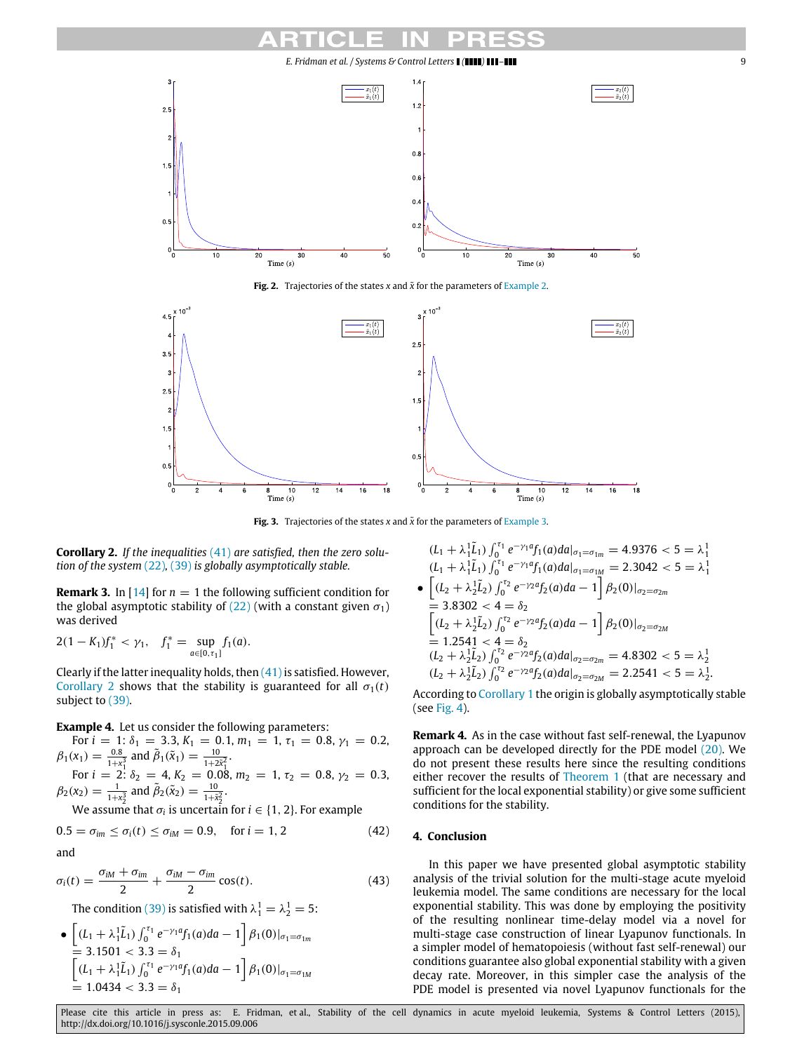Fig. 2. Trajectories of the states $x$ and $\tilde{x}$ for the parameters of Example 2.

Fig. 3. Trajectories of the states $x$ and $\tilde{x}$ for the parameters of Example 3.

**Corollary 2.** *If the inequalities (41) are satisfied, then the zero solution of the system (22), (39) is globally asymptotically stable.*

**Remark 3.** In [14] for $n = 1$ the following sufficient condition for the global asymptotic stability of (22) (with a constant given $\sigma_1$) was derived

$$2(1 - K_1)f_1^* < \gamma_1, \quad f_1^* = \sup_{a \in [0,\tau_1]} f_1(a).$$

Clearly if the latter inequality holds, then (41) is satisfied. However, Corollary 2 shows that the stability is guaranteed for all $\sigma_1(t)$ subject to (39).

**Example 4.** Let us consider the following parameters:

For $i = 1$: $\delta_1 = 3.3$, $K_1 = 0.1$, $m_1 = 1$, $\tau_1 = 0.8$, $\gamma_1 = 0.2$, $\beta_1(x_1) = \frac{0.8}{1+x_1^3}$ and $\tilde{\beta}_1(\tilde{x}_1) = \frac{10}{1+2\tilde{x}_1^3}$.

For $i = 2$: $\delta_2 = 4$, $K_2 = 0.08$, $m_2 = 1$, $\tau_2 = 0.8$, $\gamma_2 = 0.3$, $\beta_2(x_2) = \frac{1}{1+x_2^3}$ and $\tilde{\beta}_2(\tilde{x}_2) = \frac{10}{1+\tilde{x}_2^2}$.

We assume that $\sigma_i$ is uncertain for $i \in \{1, 2\}$. For example

$$0.5 = \sigma_{im} \le \sigma_i(t) \le \sigma_{iM} = 0.9, \quad \text{for } i = 1, 2 \tag{42}$$

and

$$\sigma_i(t) = \frac{\sigma_{iM} + \sigma_{im}}{2} + \frac{\sigma_{iM} - \sigma_{im}}{2}\cos(t). \tag{43}$$

The condition (39) is satisfied with $\lambda_1^1 = \lambda_2^1 = 5$:

- $\left[(L_1 + \lambda_1^1 \tilde{L}_1)\int_0^{\tau_1} e^{-\gamma_1 a} f_1(a)da - 1\right]\beta_1(0)|_{\sigma_1=\sigma_{1m}} = 3.1501 < 3.3 = \delta_1$
  $\left[(L_1 + \lambda_1^1 \tilde{L}_1)\int_0^{\tau_1} e^{-\gamma_1 a} f_1(a)da - 1\right]\beta_1(0)|_{\sigma_1=\sigma_{1M}} = 1.0434 < 3.3 = \delta_1$
  $(L_1 + \lambda_1^1 \tilde{L}_1)\int_0^{\tau_1} e^{-\gamma_1 a} f_1(a)da|_{\sigma_1=\sigma_{1m}} = 4.9376 < 5 = \lambda_1^1$
  $(L_1 + \lambda_1^1 \tilde{L}_1)\int_0^{\tau_1} e^{-\gamma_1 a} f_1(a)da|_{\sigma_1=\sigma_{1M}} = 2.3042 < 5 = \lambda_1^1$
- $\left[(L_2 + \lambda_2^1 \tilde{L}_2)\int_0^{\tau_2} e^{-\gamma_2 a} f_2(a)da - 1\right]\beta_2(0)|_{\sigma_2=\sigma_{2m}} = 3.8302 < 4 = \delta_2$
  $\left[(L_2 + \lambda_2^1 \tilde{L}_2)\int_0^{\tau_2} e^{-\gamma_2 a} f_2(a)da - 1\right]\beta_2(0)|_{\sigma_2=\sigma_{2M}} = 1.2541 < 4 = \delta_2$
  $(L_2 + \lambda_2^1 \tilde{L}_2)\int_0^{\tau_2} e^{-\gamma_2 a} f_2(a)da|_{\sigma_2=\sigma_{2m}} = 4.8302 < 5 = \lambda_2^1$
  $(L_2 + \lambda_2^1 \tilde{L}_2)\int_0^{\tau_2} e^{-\gamma_2 a} f_2(a)da|_{\sigma_2=\sigma_{2M}} = 2.2541 < 5 = \lambda_2^1.$

According to Corollary 1 the origin is globally asymptotically stable (see Fig. 4).

**Remark 4.** As in the case without fast self-renewal, the Lyapunov approach can be developed directly for the PDE model (20). We do not present these results here since the resulting conditions either recover the results of Theorem 1 (that are necessary and sufficient for the local exponential stability) or give some sufficient conditions for the stability.

## 4. Conclusion

In this paper we have presented global asymptotic stability analysis of the trivial solution for the multi-stage acute myeloid leukemia model. The same conditions are necessary for the local exponential stability. This was done by employing the positivity of the resulting nonlinear time-delay model via a novel for multi-stage case construction of linear Lyapunov functionals. In a simpler model of hematopoiesis (without fast self-renewal) our conditions guarantee also global exponential stability with a given decay rate. Moreover, in this simpler case the analysis of the PDE model is presented via novel Lyapunov functionals for the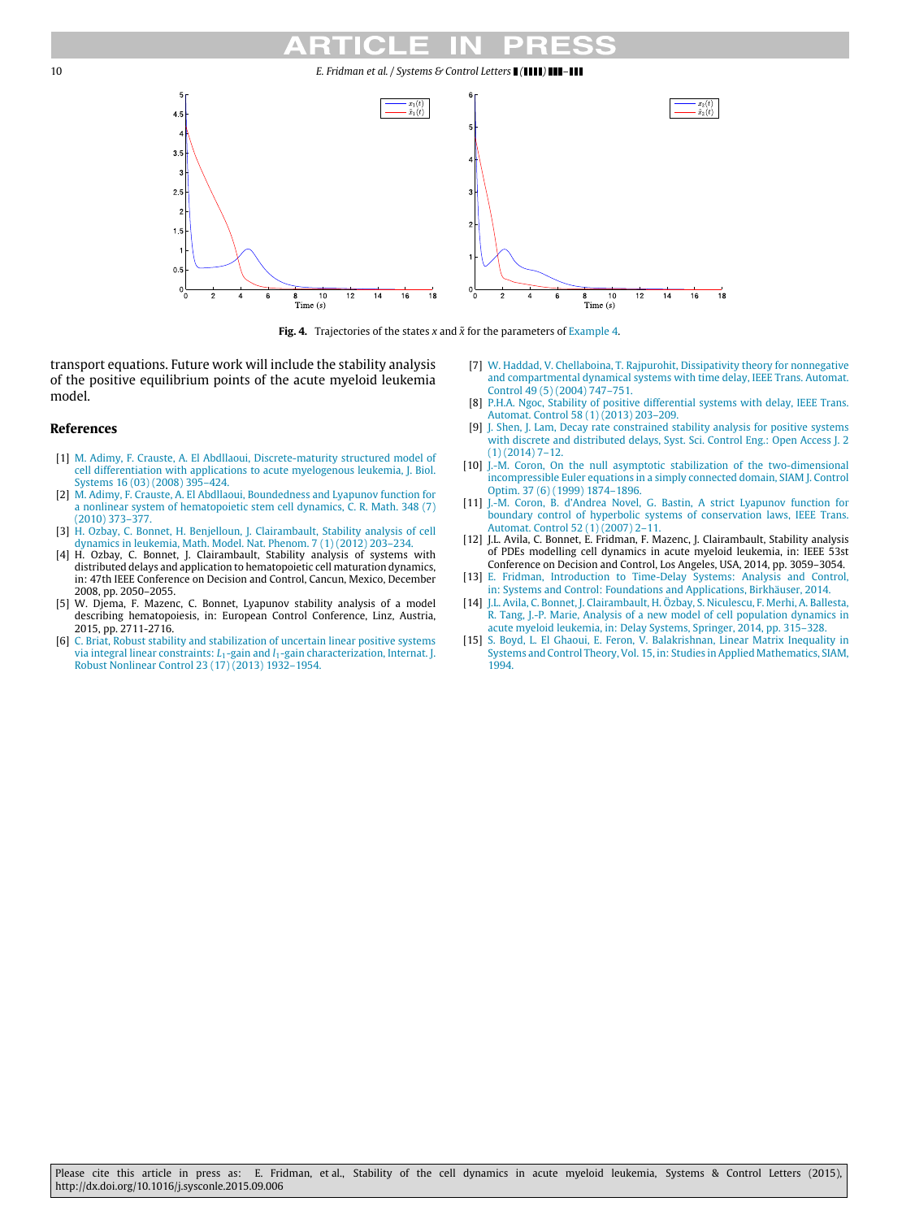0 2 4 6 8 10 12 14 16 18
Time (s)
0 0.5 1 1.5 2 2.5 3 3.5 4 4.5 5
$x_1(t)$
$\tilde{x}_1(t)$

0 2 4 6 8 10 12 14 16 18
Time (s)
0 1 2 3 4 5 6
$x_2(t)$
$\tilde{x}_2(t)$

**Fig. 4.** Trajectories of the states $x$ and $\tilde{x}$ for the parameters of Example 4.

transport equations. Future work will include the stability analysis of the positive equilibrium points of the acute myeloid leukemia model.

## References

[1] M. Adimy, F. Crauste, A. El Abdllaoui, Discrete-maturity structured model of cell differentiation with applications to acute myelogenous leukemia, J. Biol. Systems 16 (03) (2008) 395–424.

[2] M. Adimy, F. Crauste, A. El Abdllaoui, Boundedness and Lyapunov function for a nonlinear system of hematopoietic stem cell dynamics, C. R. Math. 348 (7) (2010) 373–377.

[3] H. Ozbay, C. Bonnet, H. Benjelloun, J. Clairambault, Stability analysis of cell dynamics in leukemia, Math. Model. Nat. Phenom. 7 (1) (2012) 203–234.

[4] H. Ozbay, C. Bonnet, J. Clairambault, Stability analysis of systems with distributed delays and application to hematopoietic cell maturation dynamics, in: 47th IEEE Conference on Decision and Control, Cancun, Mexico, December 2008, pp. 2050–2055.

[5] W. Djema, F. Mazenc, C. Bonnet, Lyapunov stability analysis of a model describing hematopoiesis, in: European Control Conference, Linz, Austria, 2015, pp. 2711-2716.

[6] C. Briat, Robust stability and stabilization of uncertain linear positive systems via integral linear constraints: $L_1$-gain and $l_1$-gain characterization, Internat. J. Robust Nonlinear Control 23 (17) (2013) 1932–1954.

[7] W. Haddad, V. Chellaboina, T. Rajpurohit, Dissipativity theory for nonnegative and compartmental dynamical systems with time delay, IEEE Trans. Automat. Control 49 (5) (2004) 747–751.

[8] P.H.A. Ngoc, Stability of positive differential systems with delay, IEEE Trans. Automat. Control 58 (1) (2013) 203–209.

[9] J. Shen, J. Lam, Decay rate constrained stability analysis for positive systems with discrete and distributed delays, Syst. Sci. Control Eng.: Open Access J. 2 (1) (2014) 7–12.

[10] J.-M. Coron, On the null asymptotic stabilization of the two-dimensional incompressible Euler equations in a simply connected domain, SIAM J. Control Optim. 37 (6) (1999) 1874–1896.

[11] J.-M. Coron, B. d'Andrea Novel, G. Bastin, A strict Lyapunov function for boundary control of hyperbolic systems of conservation laws, IEEE Trans. Automat. Control 52 (1) (2007) 2–11.

[12] J.L. Avila, C. Bonnet, E. Fridman, F. Mazenc, J. Clairambault, Stability analysis of PDEs modelling cell dynamics in acute myeloid leukemia, in: IEEE 53st Conference on Decision and Control, Los Angeles, USA, 2014, pp. 3059–3054.

[13] E. Fridman, Introduction to Time-Delay Systems: Analysis and Control, in: Systems and Control: Foundations and Applications, Birkhäuser, 2014.

[14] J.L. Avila, C. Bonnet, J. Clairambault, H. Özbay, S. Niculescu, F. Merhi, A. Ballesta, R. Tang, J.-P. Marie, Analysis of a new model of cell population dynamics in acute myeloid leukemia, in: Delay Systems, Springer, 2014, pp. 315–328.

[15] S. Boyd, L. El Ghaoui, E. Feron, V. Balakrishnan, Linear Matrix Inequality in Systems and Control Theory, Vol. 15, in: Studies in Applied Mathematics, SIAM, 1994.